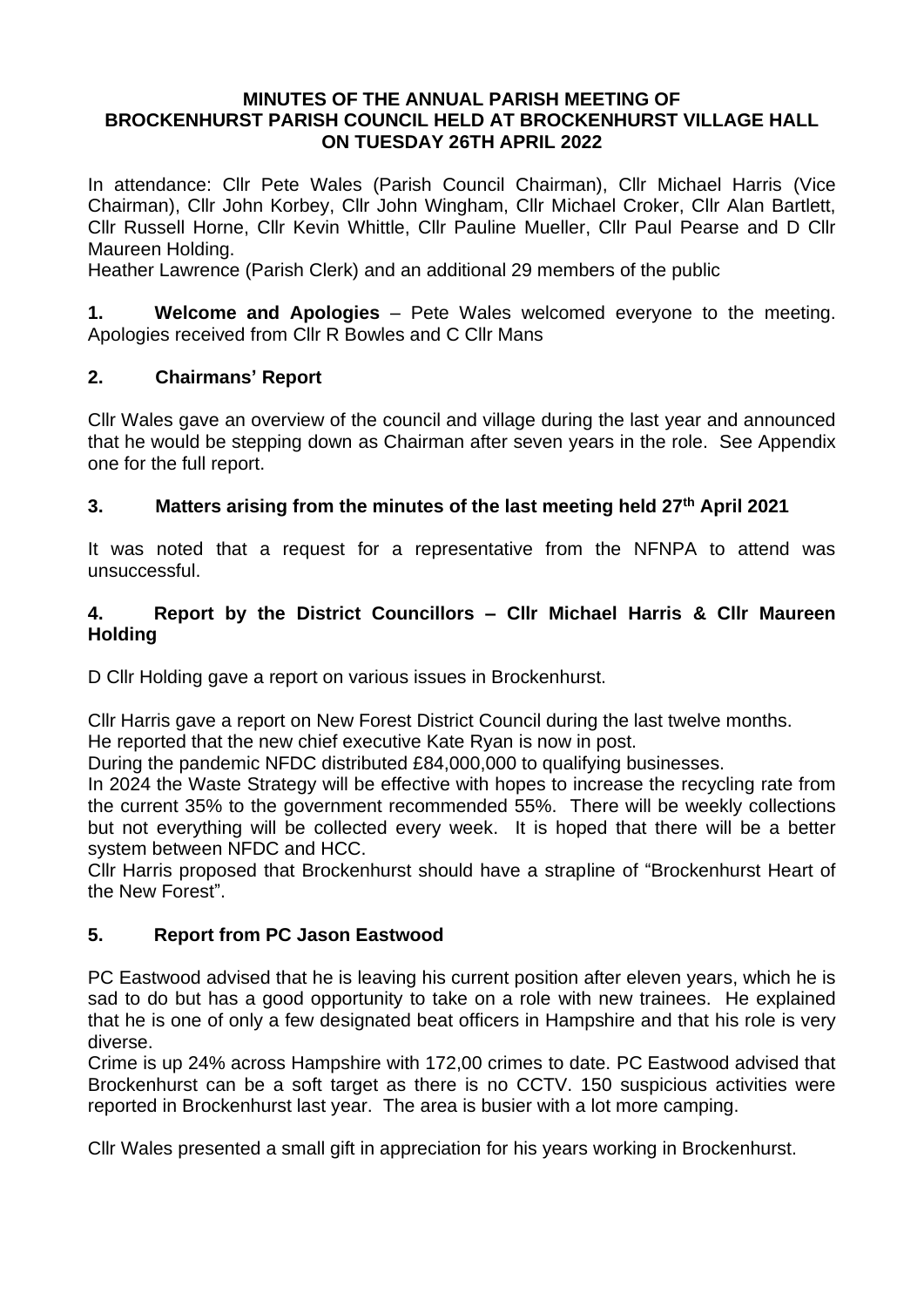# MINUTES OF THE ANNUAL PARISH MEETING OF BROCKENHURST PARISH COUNCIL HELD AT BROCKENHURST VILLAGE HALL ON TUESDAY 26TH APRIL 2022

In attendance: Cllr Pete Wales (Parish Council Chairman), Cllr Michael Harris (Vice Chairman), Cllr John Korbey, Cllr John Wingham, Cllr Michael Croker, Cllr Alan Bartlett, Cllr Russell Horne, Cllr Kevin Whittle, Cllr Pauline Mueller, Cllr Paul Pearse and D Cllr Maureen Holding.

Heather Lawrence (Parish Clerk) and an additional 29 members of the public

**1. Welcome and Apologies** – Pete Wales welcomed everyone to the meeting. Apologies received from Cllr R Bowles and C Cllr Mans

## 2. Chairmans' Report

Cllr Wales gave an overview of the council and village during the last year and announced that he would be stepping down as Chairman after seven years in the role. See Appendix one for the full report.

## 3. Matters arising from the minutes of the last meeting held 27th April 2021

It was noted that a request for a representative from the NFNPA to attend was unsuccessful.

## 4. Report by the District Councillors – Cllr Michael Harris & Cllr Maureen Holding

D Cllr Holding gave a report on various issues in Brockenhurst.

Cllr Harris gave a report on New Forest District Council during the last twelve months.
He reported that the new chief executive Kate Ryan is now in post.
During the pandemic NFDC distributed £84,000,000 to qualifying businesses.
In 2024 the Waste Strategy will be effective with hopes to increase the recycling rate from the current 35% to the government recommended 55%. There will be weekly collections but not everything will be collected every week. It is hoped that there will be a better system between NFDC and HCC.
Cllr Harris proposed that Brockenhurst should have a strapline of "Brockenhurst Heart of the New Forest".

## 5. Report from PC Jason Eastwood

PC Eastwood advised that he is leaving his current position after eleven years, which he is sad to do but has a good opportunity to take on a role with new trainees. He explained that he is one of only a few designated beat officers in Hampshire and that his role is very diverse.
Crime is up 24% across Hampshire with 172,00 crimes to date. PC Eastwood advised that Brockenhurst can be a soft target as there is no CCTV. 150 suspicious activities were reported in Brockenhurst last year. The area is busier with a lot more camping.

Cllr Wales presented a small gift in appreciation for his years working in Brockenhurst.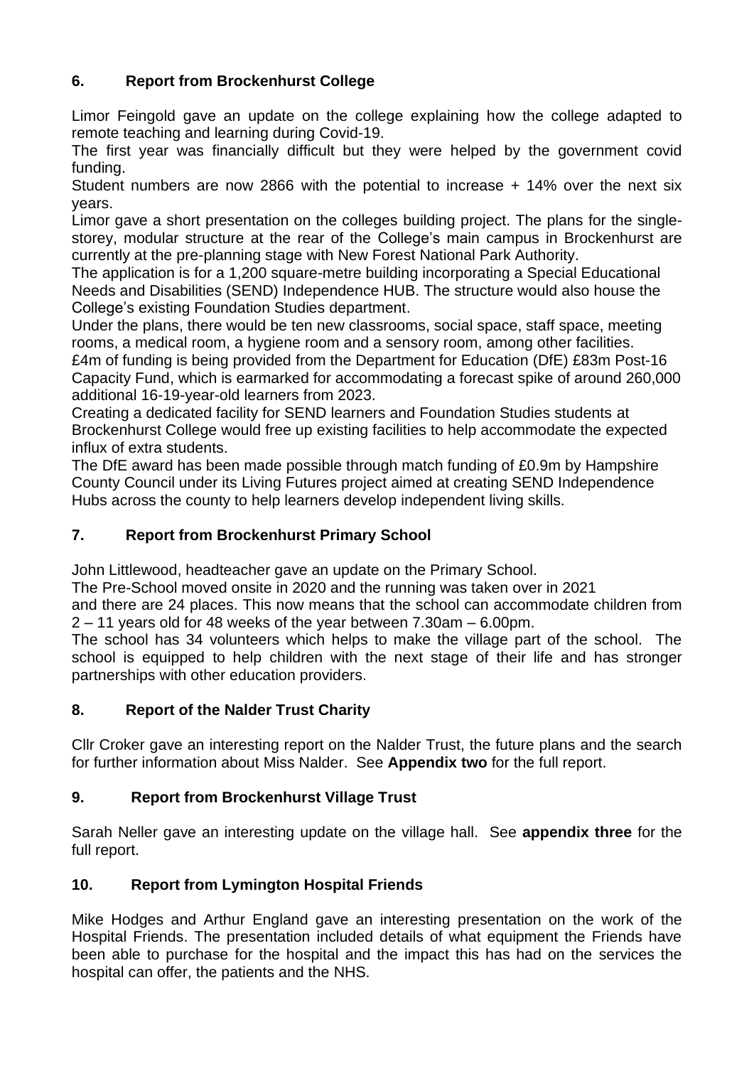## 6. Report from Brockenhurst College

Limor Feingold gave an update on the college explaining how the college adapted to remote teaching and learning during Covid-19.

The first year was financially difficult but they were helped by the government covid funding.

Student numbers are now 2866 with the potential to increase + 14% over the next six years.

Limor gave a short presentation on the colleges building project. The plans for the single-storey, modular structure at the rear of the College's main campus in Brockenhurst are currently at the pre-planning stage with New Forest National Park Authority.

The application is for a 1,200 square-metre building incorporating a Special Educational Needs and Disabilities (SEND) Independence HUB. The structure would also house the College's existing Foundation Studies department.

Under the plans, there would be ten new classrooms, social space, staff space, meeting rooms, a medical room, a hygiene room and a sensory room, among other facilities.

£4m of funding is being provided from the Department for Education (DfE) £83m Post-16 Capacity Fund, which is earmarked for accommodating a forecast spike of around 260,000 additional 16-19-year-old learners from 2023.

Creating a dedicated facility for SEND learners and Foundation Studies students at Brockenhurst College would free up existing facilities to help accommodate the expected influx of extra students.

The DfE award has been made possible through match funding of £0.9m by Hampshire County Council under its Living Futures project aimed at creating SEND Independence Hubs across the county to help learners develop independent living skills.

## 7. Report from Brockenhurst Primary School

John Littlewood, headteacher gave an update on the Primary School.

The Pre-School moved onsite in 2020 and the running was taken over in 2021 and there are 24 places. This now means that the school can accommodate children from 2 – 11 years old for 48 weeks of the year between 7.30am – 6.00pm.

The school has 34 volunteers which helps to make the village part of the school. The school is equipped to help children with the next stage of their life and has stronger partnerships with other education providers.

## 8. Report of the Nalder Trust Charity

Cllr Croker gave an interesting report on the Nalder Trust, the future plans and the search for further information about Miss Nalder. See **Appendix two** for the full report.

## 9. Report from Brockenhurst Village Trust

Sarah Neller gave an interesting update on the village hall. See **appendix three** for the full report.

## 10. Report from Lymington Hospital Friends

Mike Hodges and Arthur England gave an interesting presentation on the work of the Hospital Friends. The presentation included details of what equipment the Friends have been able to purchase for the hospital and the impact this has had on the services the hospital can offer, the patients and the NHS.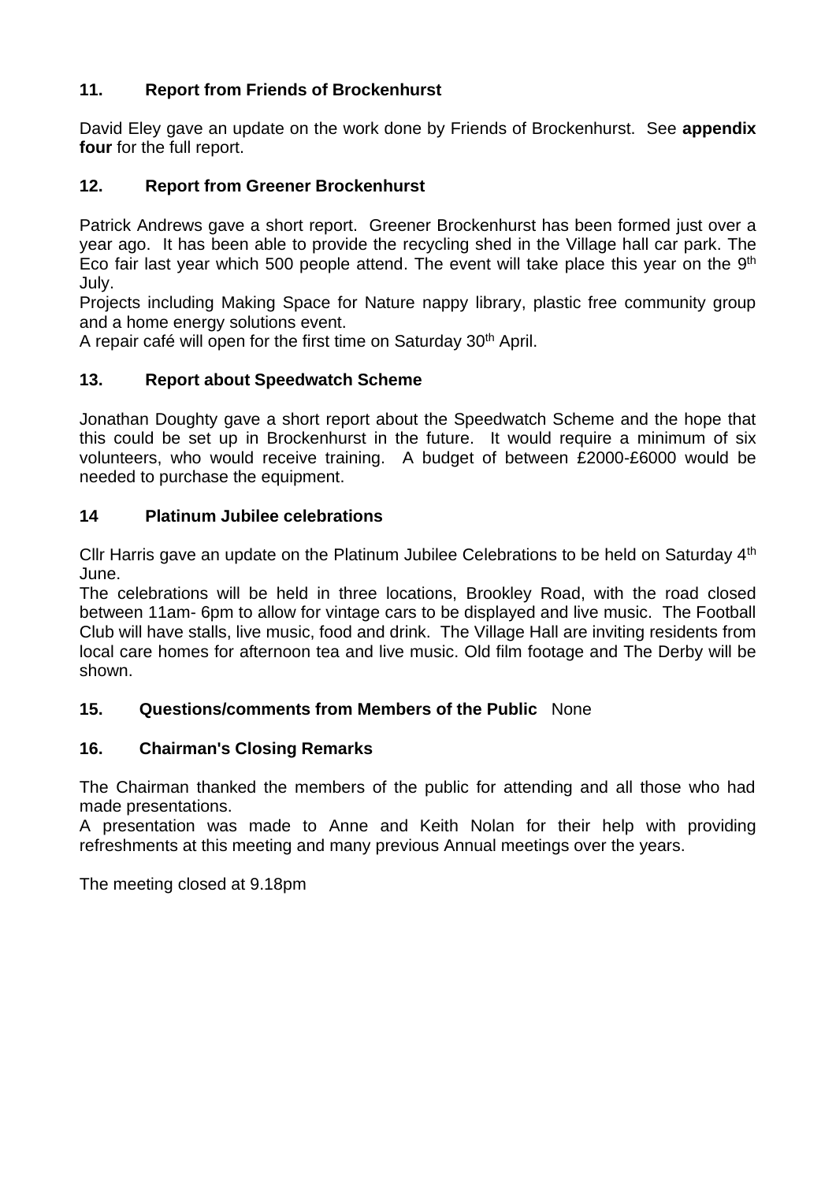## 11. Report from Friends of Brockenhurst

David Eley gave an update on the work done by Friends of Brockenhurst. See **appendix four** for the full report.

## 12. Report from Greener Brockenhurst

Patrick Andrews gave a short report. Greener Brockenhurst has been formed just over a year ago. It has been able to provide the recycling shed in the Village hall car park. The Eco fair last year which 500 people attend. The event will take place this year on the 9th July.

Projects including Making Space for Nature nappy library, plastic free community group and a home energy solutions event.

A repair café will open for the first time on Saturday 30th April.

## 13. Report about Speedwatch Scheme

Jonathan Doughty gave a short report about the Speedwatch Scheme and the hope that this could be set up in Brockenhurst in the future. It would require a minimum of six volunteers, who would receive training. A budget of between £2000-£6000 would be needed to purchase the equipment.

## 14 Platinum Jubilee celebrations

Cllr Harris gave an update on the Platinum Jubilee Celebrations to be held on Saturday 4th June.

The celebrations will be held in three locations, Brookley Road, with the road closed between 11am- 6pm to allow for vintage cars to be displayed and live music. The Football Club will have stalls, live music, food and drink. The Village Hall are inviting residents from local care homes for afternoon tea and live music. Old film footage and The Derby will be shown.

## 15. Questions/comments from Members of the Public

None

## 16. Chairman's Closing Remarks

The Chairman thanked the members of the public for attending and all those who had made presentations.

A presentation was made to Anne and Keith Nolan for their help with providing refreshments at this meeting and many previous Annual meetings over the years.

The meeting closed at 9.18pm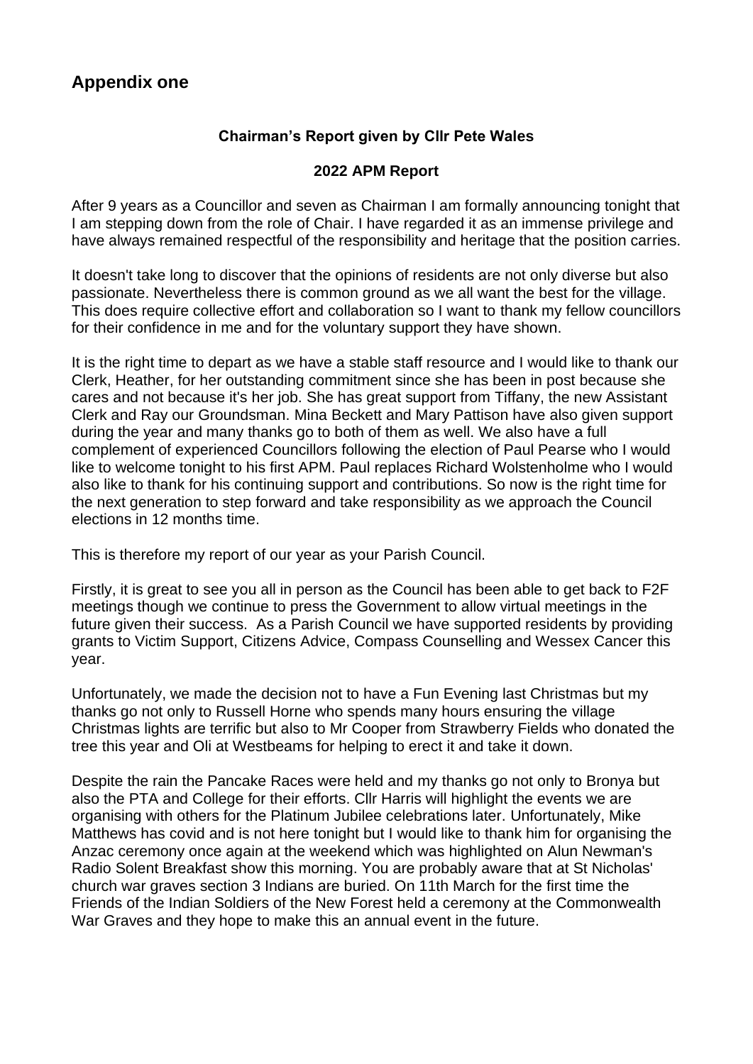## Appendix one

**Chairman's Report given by Cllr Pete Wales**

**2022 APM Report**

After 9 years as a Councillor and seven as Chairman I am formally announcing tonight that I am stepping down from the role of Chair. I have regarded it as an immense privilege and have always remained respectful of the responsibility and heritage that the position carries.

It doesn't take long to discover that the opinions of residents are not only diverse but also passionate. Nevertheless there is common ground as we all want the best for the village. This does require collective effort and collaboration so I want to thank my fellow councillors for their confidence in me and for the voluntary support they have shown.

It is the right time to depart as we have a stable staff resource and I would like to thank our Clerk, Heather, for her outstanding commitment since she has been in post because she cares and not because it's her job. She has great support from Tiffany, the new Assistant Clerk and Ray our Groundsman. Mina Beckett and Mary Pattison have also given support during the year and many thanks go to both of them as well. We also have a full complement of experienced Councillors following the election of Paul Pearse who I would like to welcome tonight to his first APM. Paul replaces Richard Wolstenholme who I would also like to thank for his continuing support and contributions. So now is the right time for the next generation to step forward and take responsibility as we approach the Council elections in 12 months time.

This is therefore my report of our year as your Parish Council.

Firstly, it is great to see you all in person as the Council has been able to get back to F2F meetings though we continue to press the Government to allow virtual meetings in the future given their success. As a Parish Council we have supported residents by providing grants to Victim Support, Citizens Advice, Compass Counselling and Wessex Cancer this year.

Unfortunately, we made the decision not to have a Fun Evening last Christmas but my thanks go not only to Russell Horne who spends many hours ensuring the village Christmas lights are terrific but also to Mr Cooper from Strawberry Fields who donated the tree this year and Oli at Westbeams for helping to erect it and take it down.

Despite the rain the Pancake Races were held and my thanks go not only to Bronya but also the PTA and College for their efforts. Cllr Harris will highlight the events we are organising with others for the Platinum Jubilee celebrations later. Unfortunately, Mike Matthews has covid and is not here tonight but I would like to thank him for organising the Anzac ceremony once again at the weekend which was highlighted on Alun Newman's Radio Solent Breakfast show this morning. You are probably aware that at St Nicholas' church war graves section 3 Indians are buried. On 11th March for the first time the Friends of the Indian Soldiers of the New Forest held a ceremony at the Commonwealth War Graves and they hope to make this an annual event in the future.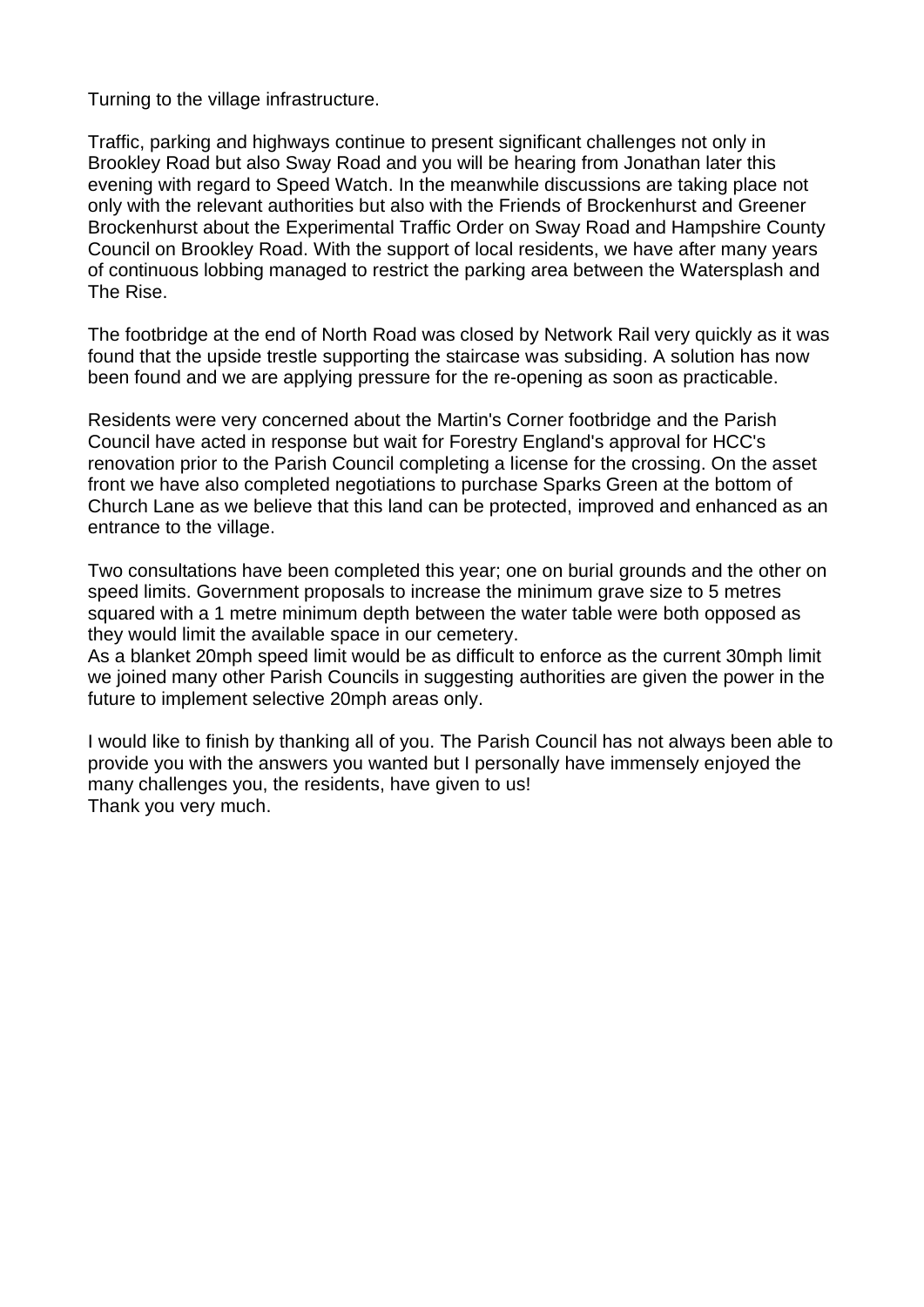Turning to the village infrastructure.

Traffic, parking and highways continue to present significant challenges not only in Brookley Road but also Sway Road and you will be hearing from Jonathan later this evening with regard to Speed Watch. In the meanwhile discussions are taking place not only with the relevant authorities but also with the Friends of Brockenhurst and Greener Brockenhurst about the Experimental Traffic Order on Sway Road and Hampshire County Council on Brookley Road. With the support of local residents, we have after many years of continuous lobbing managed to restrict the parking area between the Watersplash and The Rise.

The footbridge at the end of North Road was closed by Network Rail very quickly as it was found that the upside trestle supporting the staircase was subsiding. A solution has now been found and we are applying pressure for the re-opening as soon as practicable.

Residents were very concerned about the Martin's Corner footbridge and the Parish Council have acted in response but wait for Forestry England's approval for HCC's renovation prior to the Parish Council completing a license for the crossing. On the asset front we have also completed negotiations to purchase Sparks Green at the bottom of Church Lane as we believe that this land can be protected, improved and enhanced as an entrance to the village.

Two consultations have been completed this year; one on burial grounds and the other on speed limits. Government proposals to increase the minimum grave size to 5 metres squared with a 1 metre minimum depth between the water table were both opposed as they would limit the available space in our cemetery.
As a blanket 20mph speed limit would be as difficult to enforce as the current 30mph limit we joined many other Parish Councils in suggesting authorities are given the power in the future to implement selective 20mph areas only.

I would like to finish by thanking all of you. The Parish Council has not always been able to provide you with the answers you wanted but I personally have immensely enjoyed the many challenges you, the residents, have given to us!
Thank you very much.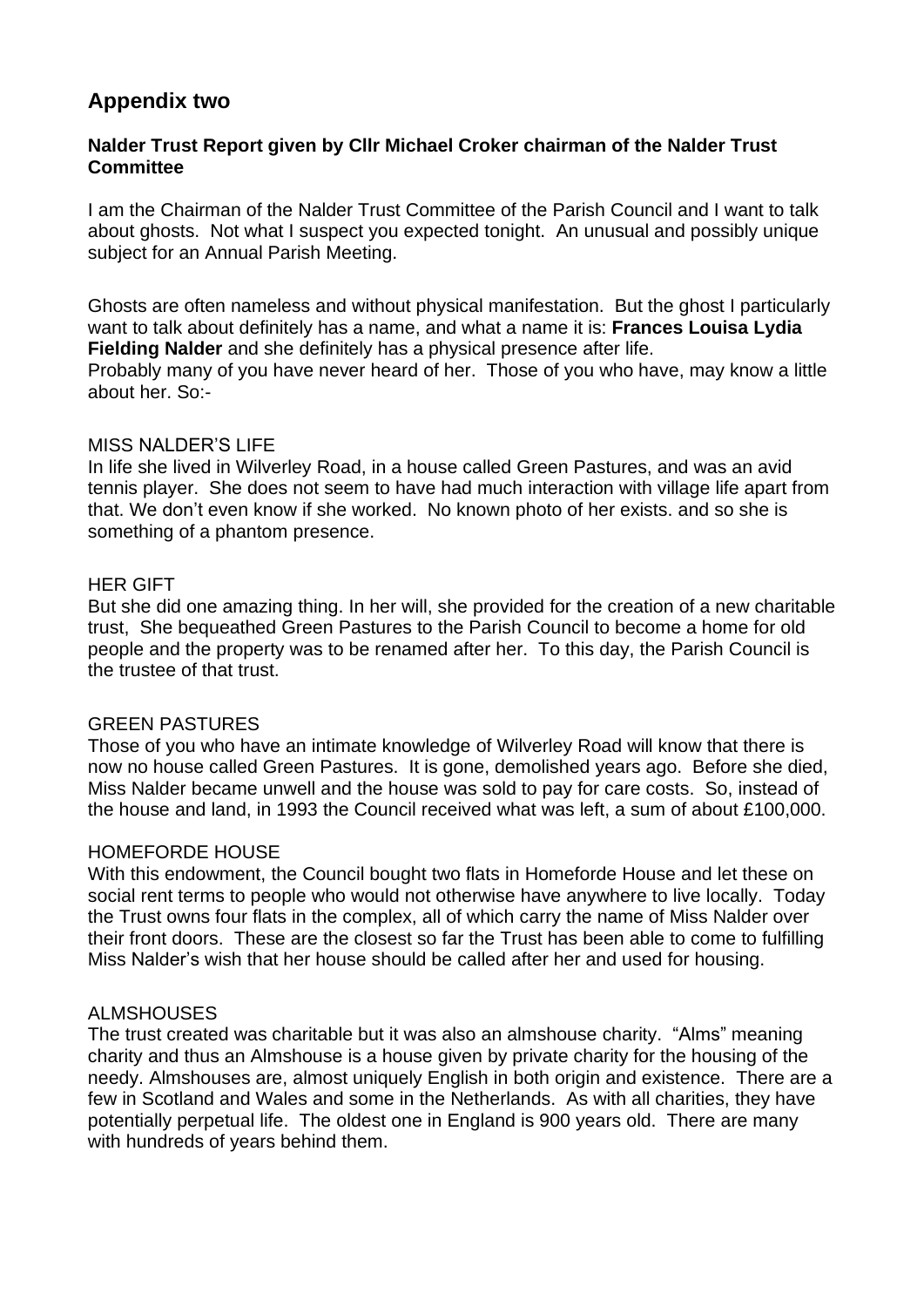## Appendix two

**Nalder Trust Report given by Cllr Michael Croker chairman of the Nalder Trust Committee**

I am the Chairman of the Nalder Trust Committee of the Parish Council and I want to talk about ghosts. Not what I suspect you expected tonight. An unusual and possibly unique subject for an Annual Parish Meeting.

Ghosts are often nameless and without physical manifestation. But the ghost I particularly want to talk about definitely has a name, and what a name it is: **Frances Louisa Lydia Fielding Nalder** and she definitely has a physical presence after life.
Probably many of you have never heard of her. Those of you who have, may know a little about her. So:-

MISS NALDER'S LIFE
In life she lived in Wilverley Road, in a house called Green Pastures, and was an avid tennis player. She does not seem to have had much interaction with village life apart from that. We don't even know if she worked. No known photo of her exists. and so she is something of a phantom presence.

HER GIFT
But she did one amazing thing. In her will, she provided for the creation of a new charitable trust, She bequeathed Green Pastures to the Parish Council to become a home for old people and the property was to be renamed after her. To this day, the Parish Council is the trustee of that trust.

GREEN PASTURES
Those of you who have an intimate knowledge of Wilverley Road will know that there is now no house called Green Pastures. It is gone, demolished years ago. Before she died, Miss Nalder became unwell and the house was sold to pay for care costs. So, instead of the house and land, in 1993 the Council received what was left, a sum of about £100,000.

HOMEFORDE HOUSE
With this endowment, the Council bought two flats in Homeforde House and let these on social rent terms to people who would not otherwise have anywhere to live locally. Today the Trust owns four flats in the complex, all of which carry the name of Miss Nalder over their front doors. These are the closest so far the Trust has been able to come to fulfilling Miss Nalder's wish that her house should be called after her and used for housing.

ALMSHOUSES
The trust created was charitable but it was also an almshouse charity. "Alms" meaning charity and thus an Almshouse is a house given by private charity for the housing of the needy. Almshouses are, almost uniquely English in both origin and existence. There are a few in Scotland and Wales and some in the Netherlands. As with all charities, they have potentially perpetual life. The oldest one in England is 900 years old. There are many with hundreds of years behind them.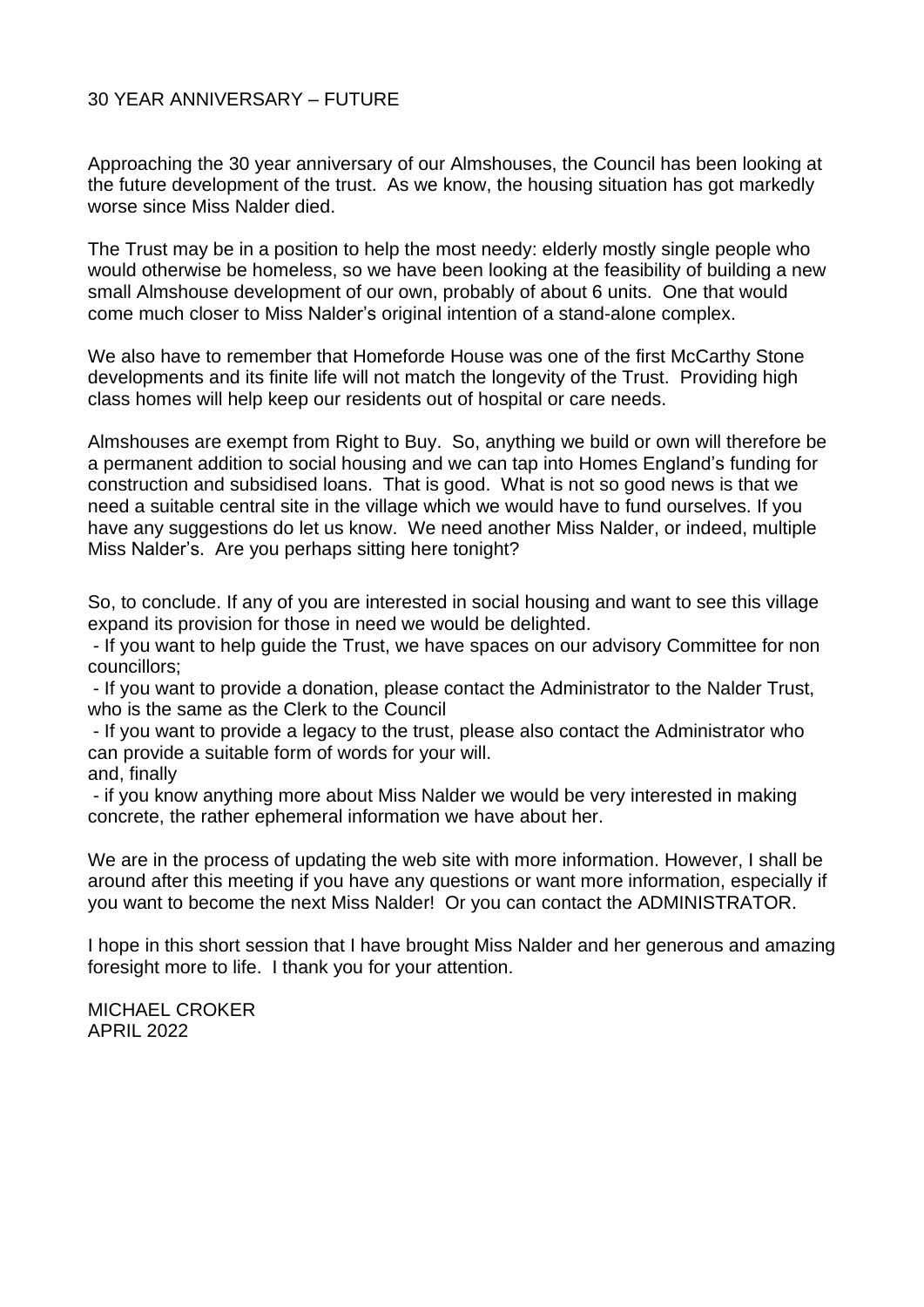## 30 YEAR ANNIVERSARY – FUTURE

Approaching the 30 year anniversary of our Almshouses, the Council has been looking at the future development of the trust. As we know, the housing situation has got markedly worse since Miss Nalder died.

The Trust may be in a position to help the most needy: elderly mostly single people who would otherwise be homeless, so we have been looking at the feasibility of building a new small Almshouse development of our own, probably of about 6 units. One that would come much closer to Miss Nalder's original intention of a stand-alone complex.

We also have to remember that Homeforde House was one of the first McCarthy Stone developments and its finite life will not match the longevity of the Trust. Providing high class homes will help keep our residents out of hospital or care needs.

Almshouses are exempt from Right to Buy. So, anything we build or own will therefore be a permanent addition to social housing and we can tap into Homes England's funding for construction and subsidised loans. That is good. What is not so good news is that we need a suitable central site in the village which we would have to fund ourselves. If you have any suggestions do let us know. We need another Miss Nalder, or indeed, multiple Miss Nalder's. Are you perhaps sitting here tonight?

So, to conclude. If any of you are interested in social housing and want to see this village expand its provision for those in need we would be delighted.

- If you want to help guide the Trust, we have spaces on our advisory Committee for non councillors;
- If you want to provide a donation, please contact the Administrator to the Nalder Trust, who is the same as the Clerk to the Council
- If you want to provide a legacy to the trust, please also contact the Administrator who can provide a suitable form of words for your will.

and, finally

- if you know anything more about Miss Nalder we would be very interested in making concrete, the rather ephemeral information we have about her.

We are in the process of updating the web site with more information. However, I shall be around after this meeting if you have any questions or want more information, especially if you want to become the next Miss Nalder! Or you can contact the ADMINISTRATOR.

I hope in this short session that I have brought Miss Nalder and her generous and amazing foresight more to life. I thank you for your attention.

MICHAEL CROKER
APRIL 2022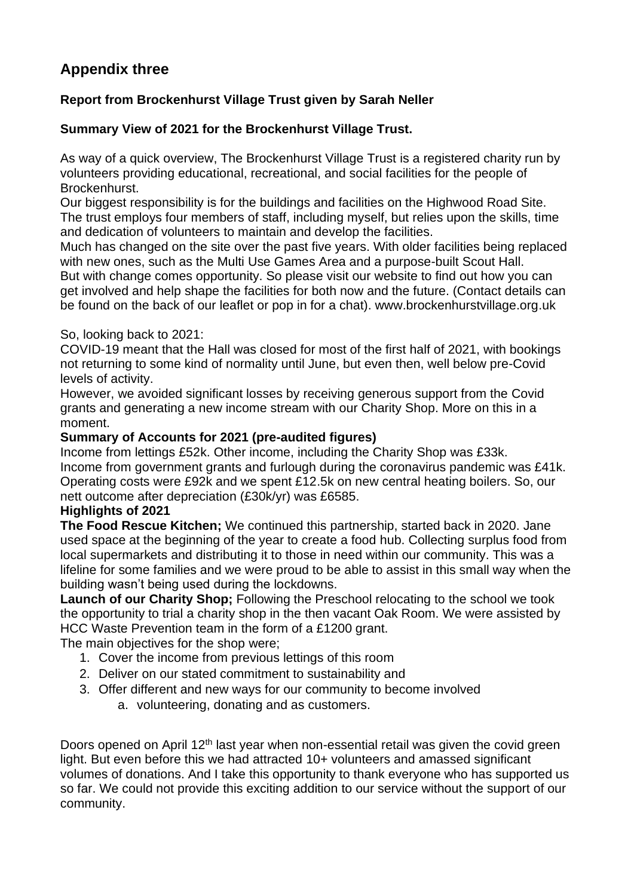## Appendix three

### Report from Brockenhurst Village Trust given by Sarah Neller

### Summary View of 2021 for the Brockenhurst Village Trust.

As way of a quick overview, The Brockenhurst Village Trust is a registered charity run by volunteers providing educational, recreational, and social facilities for the people of Brockenhurst.
Our biggest responsibility is for the buildings and facilities on the Highwood Road Site. The trust employs four members of staff, including myself, but relies upon the skills, time and dedication of volunteers to maintain and develop the facilities.
Much has changed on the site over the past five years. With older facilities being replaced with new ones, such as the Multi Use Games Area and a purpose-built Scout Hall.
But with change comes opportunity. So please visit our website to find out how you can get involved and help shape the facilities for both now and the future. (Contact details can be found on the back of our leaflet or pop in for a chat). www.brockenhurstvillage.org.uk

So, looking back to 2021:
COVID-19 meant that the Hall was closed for most of the first half of 2021, with bookings not returning to some kind of normality until June, but even then, well below pre-Covid levels of activity.
However, we avoided significant losses by receiving generous support from the Covid grants and generating a new income stream with our Charity Shop. More on this in a moment.

**Summary of Accounts for 2021 (pre-audited figures)**
Income from lettings £52k. Other income, including the Charity Shop was £33k.
Income from government grants and furlough during the coronavirus pandemic was £41k.
Operating costs were £92k and we spent £12.5k on new central heating boilers. So, our nett outcome after depreciation (£30k/yr) was £6585.

**Highlights of 2021**
**The Food Rescue Kitchen;** We continued this partnership, started back in 2020. Jane used space at the beginning of the year to create a food hub. Collecting surplus food from local supermarkets and distributing it to those in need within our community. This was a lifeline for some families and we were proud to be able to assist in this small way when the building wasn't being used during the lockdowns.
**Launch of our Charity Shop;** Following the Preschool relocating to the school we took the opportunity to trial a charity shop in the then vacant Oak Room. We were assisted by HCC Waste Prevention team in the form of a £1200 grant.
The main objectives for the shop were;

1. Cover the income from previous lettings of this room
2. Deliver on our stated commitment to sustainability and
3. Offer different and new ways for our community to become involved
   a. volunteering, donating and as customers.

Doors opened on April 12th last year when non-essential retail was given the covid green light. But even before this we had attracted 10+ volunteers and amassed significant volumes of donations. And I take this opportunity to thank everyone who has supported us so far. We could not provide this exciting addition to our service without the support of our community.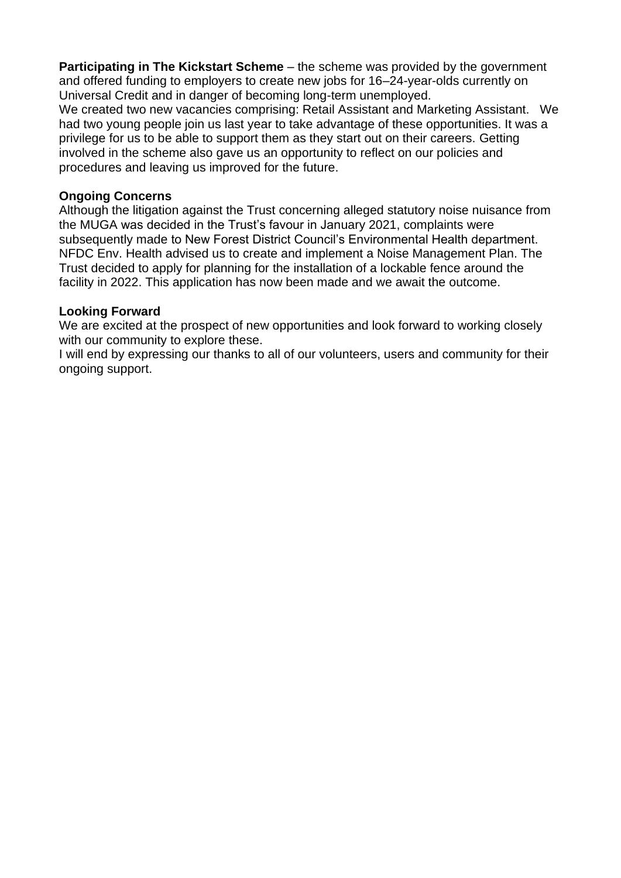**Participating in The Kickstart Scheme** – the scheme was provided by the government and offered funding to employers to create new jobs for 16–24-year-olds currently on Universal Credit and in danger of becoming long-term unemployed.
We created two new vacancies comprising: Retail Assistant and Marketing Assistant. We had two young people join us last year to take advantage of these opportunities. It was a privilege for us to be able to support them as they start out on their careers. Getting involved in the scheme also gave us an opportunity to reflect on our policies and procedures and leaving us improved for the future.

**Ongoing Concerns**
Although the litigation against the Trust concerning alleged statutory noise nuisance from the MUGA was decided in the Trust's favour in January 2021, complaints were subsequently made to New Forest District Council's Environmental Health department. NFDC Env. Health advised us to create and implement a Noise Management Plan. The Trust decided to apply for planning for the installation of a lockable fence around the facility in 2022. This application has now been made and we await the outcome.

**Looking Forward**
We are excited at the prospect of new opportunities and look forward to working closely with our community to explore these.
I will end by expressing our thanks to all of our volunteers, users and community for their ongoing support.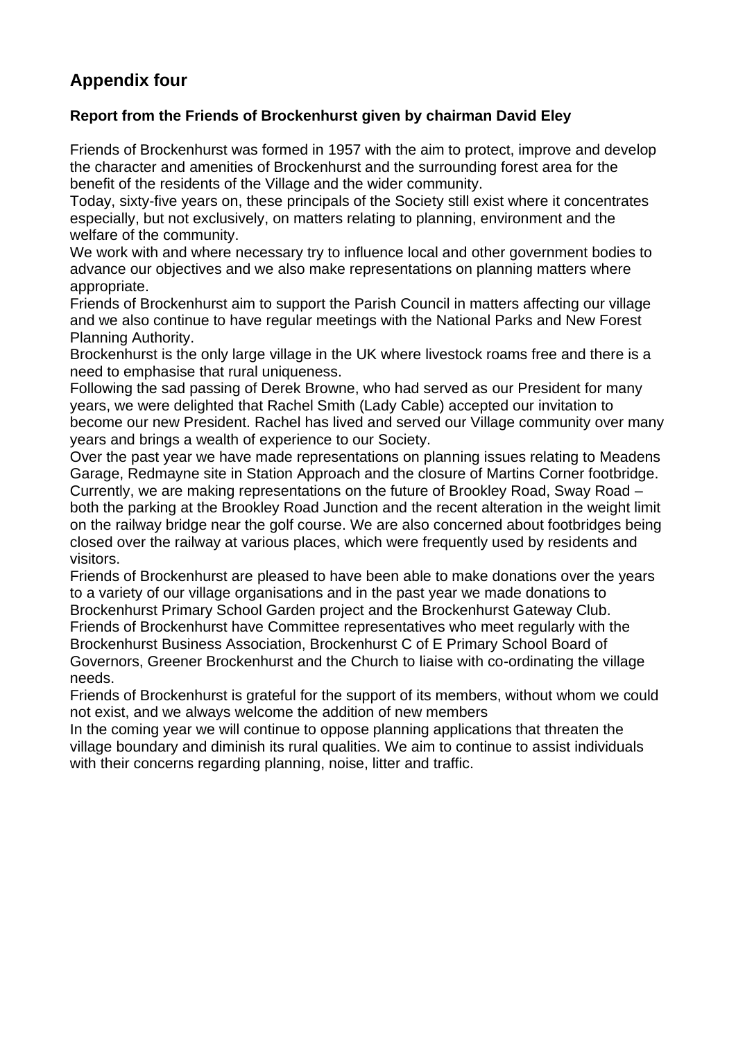## Appendix four

**Report from the Friends of Brockenhurst given by chairman David Eley**

Friends of Brockenhurst was formed in 1957 with the aim to protect, improve and develop the character and amenities of Brockenhurst and the surrounding forest area for the benefit of the residents of the Village and the wider community.

Today, sixty-five years on, these principals of the Society still exist where it concentrates especially, but not exclusively, on matters relating to planning, environment and the welfare of the community.

We work with and where necessary try to influence local and other government bodies to advance our objectives and we also make representations on planning matters where appropriate.

Friends of Brockenhurst aim to support the Parish Council in matters affecting our village and we also continue to have regular meetings with the National Parks and New Forest Planning Authority.

Brockenhurst is the only large village in the UK where livestock roams free and there is a need to emphasise that rural uniqueness.

Following the sad passing of Derek Browne, who had served as our President for many years, we were delighted that Rachel Smith (Lady Cable) accepted our invitation to become our new President. Rachel has lived and served our Village community over many years and brings a wealth of experience to our Society.

Over the past year we have made representations on planning issues relating to Meadens Garage, Redmayne site in Station Approach and the closure of Martins Corner footbridge. Currently, we are making representations on the future of Brookley Road, Sway Road – both the parking at the Brookley Road Junction and the recent alteration in the weight limit on the railway bridge near the golf course. We are also concerned about footbridges being closed over the railway at various places, which were frequently used by residents and visitors.

Friends of Brockenhurst are pleased to have been able to make donations over the years to a variety of our village organisations and in the past year we made donations to Brockenhurst Primary School Garden project and the Brockenhurst Gateway Club.

Friends of Brockenhurst have Committee representatives who meet regularly with the Brockenhurst Business Association, Brockenhurst C of E Primary School Board of Governors, Greener Brockenhurst and the Church to liaise with co-ordinating the village needs.

Friends of Brockenhurst is grateful for the support of its members, without whom we could not exist, and we always welcome the addition of new members

In the coming year we will continue to oppose planning applications that threaten the village boundary and diminish its rural qualities. We aim to continue to assist individuals with their concerns regarding planning, noise, litter and traffic.